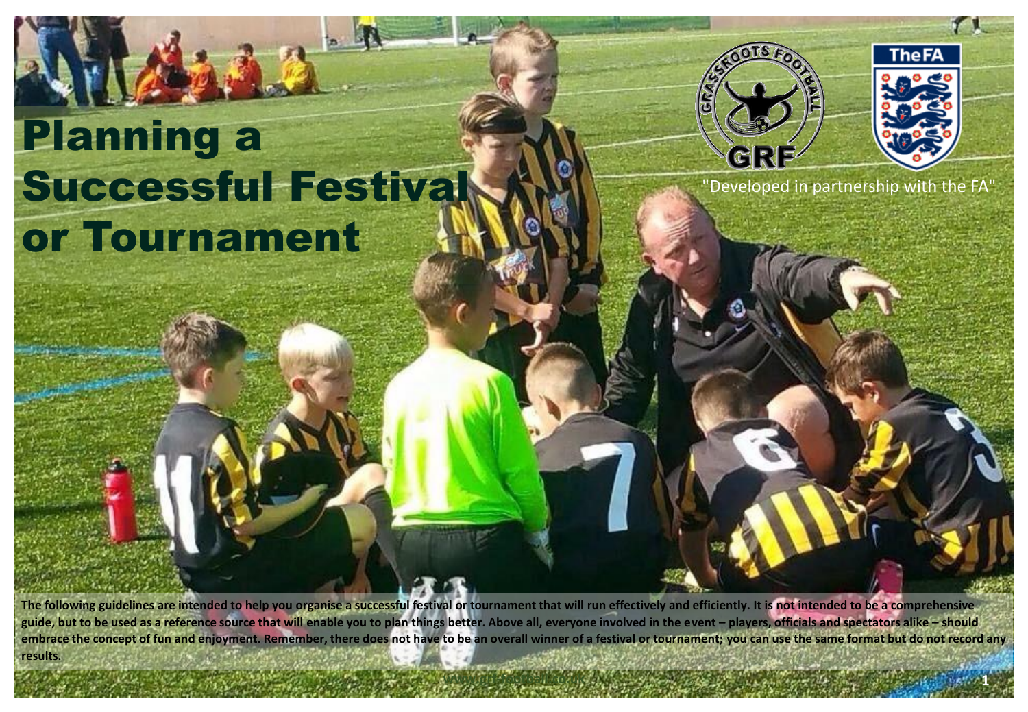# Planning a Successful Festival or Tournament

"Developed in partnership with the FA"

**The following guidelines are intended to help you organise a successful festival or tournament that will run effectively and efficiently. It is not intended to be a comprehensive guide, but to be used as a reference source that will enable you to plan things better. Above all, everyone involved in the event – players, officials and spectators alike – should embrace the concept of fun and enjoyment. Remember, there does not have to be an overall winner of a festival or tournament; you can use the same format but do not record any results.**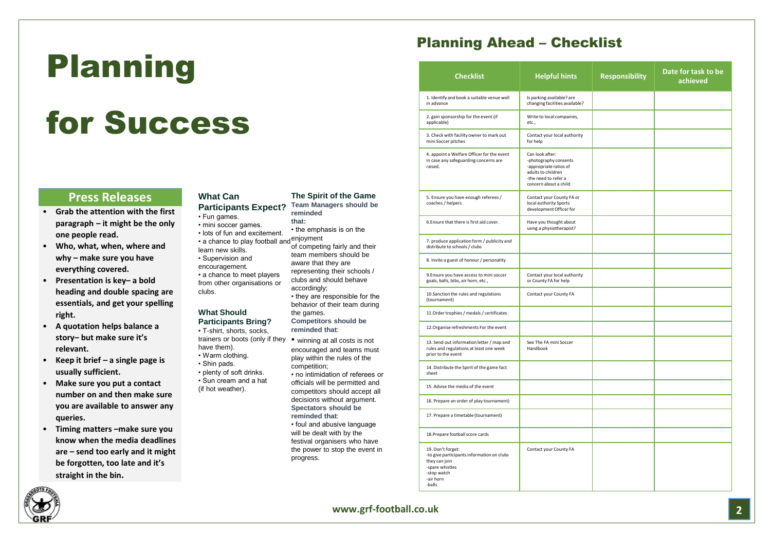# Planning for Success

## Press Releases

- **Grab the attention with the first paragraph – it might be the only one people read.**
- **Who, what, when, where and why – make sure you have everything covered.**
- **Presentation is key– a bold heading and double spacing are essentials, and get your spelling right.**
- **A quotation helps balance a story– but make sure it's relevant.**
- **Keep it brief – a single page is usually sufficient.**
- **Make sure you put a contact number on and then make sure you are available to answer any queries.**
- **Timing matters –make sure you know when the media deadlines are – send too early and it might be forgotten, too late and it's straight in the bin.**

### What Can Participants Expect?

• Fun games.
• mini soccer games.
• lots of fun and excitement.
• a chance to play football and learn new skills.
• Supervision and encouragement.
• a chance to meet players from other organisations or clubs.

### What Should Participants Bring?

• T-shirt, shorts, socks, trainers or boots (only if they have them).
• Warm clothing.
• Shin pads.
• plenty of soft drinks.
• Sun cream and a hat (if hot weather).

### The Spirit of the Game

**Team Managers should be reminded that:**

• the emphasis is on the enjoyment of competing fairly and their team members should be aware that they are representing their schools / clubs and should behave accordingly;
• they are responsible for the behavior of their team during the games.

**Competitors should be reminded that:**

• winning at all costs is not encouraged and teams must play within the rules of the competition;
• no intimidation of referees or officials will be permitted and competitors should accept all decisions without argument.

**Spectators should be reminded that:**

• foul and abusive language will be dealt with by the festival organisers who have the power to stop the event in progress.

## Planning Ahead – Checklist

| Checklist | Helpful hints | Responsibility | Date for task to be achieved |
|---|---|---|---|
| 1. Identify and book a suitable venue well in advance | Is parking available? are changing facilities available? | | |
| 2. gain sponsorship for the event (if applicable) | Write to local companies, etc., | | |
| 3. Check with facility owner to mark out mini Soccer pitches | Contact your local authority for help | | |
| 4. appoint a Welfare Officer for the event in case any safeguarding concerns are raised. | Can look after: -photography consents -appropriate ratios of adults to children -the need to refer a concern about a child | | |
| 5. Ensure you have enough referees / coaches / helpers | Contact your County FA or local authority Sports development Officer for | | |
| 6.Ensure that there is first aid cover. | Have you thought about using a physiotherapist? | | |
| 7. produce application form / publicity and distribute to schools / clubs | | | |
| 8. Invite a guest of honour / personality | | | |
| 9.Ensure you have access to mini soccer goals, balls, bibs, air horn, etc., | Contact your local authority or County FA for help | | |
| 10.Sanction the rules and regulations (tournament) | Contact your County FA | | |
| 11.Order trophies / medals / certificates | | | |
| 12.Organise refreshments For the event | | | |
| 13. Send out information letter / map and rules and regulations at least one week prior to the event | See The FA mini Soccer Handbook | | |
| 14. Distribute the Spirit of the game fact sheet | | | |
| 15. Advise the media of the event | | | |
| 16. Prepare an order of play tournament) | | | |
| 17. Prepare a timetable (tournament) | | | |
| 18.Prepare football score cards | | | |
| 19. Don't forget: -to give participants information on clubs they can join -spare whistles -stop watch -air horn -balls | Contact your County FA | | |

www.grf-football.co.uk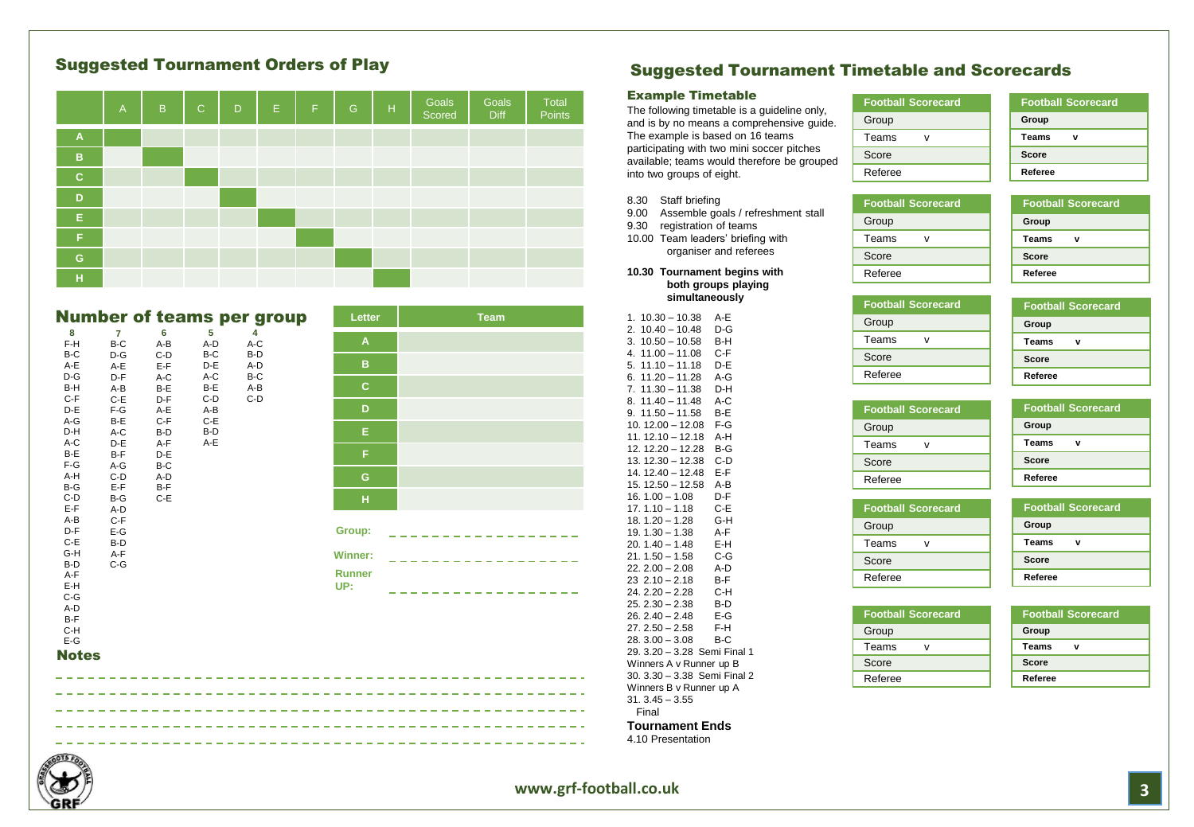## Suggested Tournament Orders of Play

| | A | B | C | D | E | F | G | H | Goals Scored | Goals Diff | Total Points |
|---|---|---|---|---|---|---|---|---|---|---|---|
| A | | | | | | | | | | | |
| B | | | | | | | | | | | |
| C | | | | | | | | | | | |
| D | | | | | | | | | | | |
| E | | | | | | | | | | | |
| F | | | | | | | | | | | |
| G | | | | | | | | | | | |
| H | | | | | | | | | | | |

## Number of teams per group

| 8 | 7 | 6 | 5 | 4 |
|---|---|---|---|---|
| F-H | B-C | A-B | A-D | A-C |
| B-C | D-G | C-D | B-C | B-D |
| A-E | A-E | E-F | D-E | A-D |
| D-G | D-F | A-C | A-C | B-C |
| B-H | A-B | B-E | B-E | A-B |
| C-F | C-E | D-F | C-D | C-D |
| D-E | F-G | A-E | A-B | |
| A-G | B-E | C-F | C-E | |
| D-H | A-C | B-D | B-D | |
| A-C | D-E | A-F | A-E | |
| B-E | B-F | D-E | | |
| F-G | A-G | B-C | | |
| A-H | C-D | A-D | | |
| B-G | E-F | B-F | | |
| C-D | B-G | C-E | | |
| E-F | A-D | | | |
| A-B | C-F | | | |
| D-F | E-G | | | |
| C-E | B-D | | | |
| G-H | A-F | | | |
| B-D | C-G | | | |
| A-F | | | | |
| E-H | | | | |
| C-G | | | | |
| A-D | | | | |
| B-F | | | | |
| C-H | | | | |
| E-G | | | | |

| Letter | Team |
|---|---|
| A | |
| B | |
| C | |
| D | |
| E | |
| F | |
| G | |
| H | |

**Group:** _ _ _ _ _ _ _ _ _ _ _ _ _ _ _ _

**Winner:** _ _ _ _ _ _ _ _ _ _ _ _ _ _ _ _

**Runner UP:** _ _ _ _ _ _ _ _ _ _ _ _ _ _ _ _

### Notes

_ _ _ _ _ _ _ _ _ _ _ _ _ _ _ _ _ _ _ _ _ _ _ _ _ _ _ _ _ _ _ _ _ _ _ _ _ _ _ _

_ _ _ _ _ _ _ _ _ _ _ _ _ _ _ _ _ _ _ _ _ _ _ _ _ _ _ _ _ _ _ _ _ _ _ _ _ _ _ _

_ _ _ _ _ _ _ _ _ _ _ _ _ _ _ _ _ _ _ _ _ _ _ _ _ _ _ _ _ _ _ _ _ _ _ _ _ _ _ _

_ _ _ _ _ _ _ _ _ _ _ _ _ _ _ _ _ _ _ _ _ _ _ _ _ _ _ _ _ _ _ _ _ _ _ _ _ _ _ _

_ _ _ _ _ _ _ _ _ _ _ _ _ _ _ _ _ _ _ _ _ _ _ _ _ _ _ _ _ _ _ _ _ _ _ _ _ _ _ _

## Suggested Tournament Timetable and Scorecards

### Example Timetable

The following timetable is a guideline only, and is by no means a comprehensive guide. The example is based on 16 teams participating with two mini soccer pitches available; teams would therefore be grouped into two groups of eight.

8.30 Staff briefing
9.00 Assemble goals / refreshment stall
9.30 registration of teams
10.00 Team leaders' briefing with organiser and referees

**10.30 Tournament begins with both groups playing simultaneously**

1. 10.30 – 10.38 A-E
2. 10.40 – 10.48 D-G
3. 10.50 – 10.58 B-H
4. 11.00 – 11.08 C-F
5. 11.10 – 11.18 D-E
6. 11.20 – 11.28 A-G
7. 11.30 – 11.38 D-H
8. 11.40 – 11.48 A-C
9. 11.50 – 11.58 B-E
10. 12.00 – 12.08 F-G
11. 12.10 – 12.18 A-H
12. 12.20 – 12.28 B-G
13. 12.30 – 12.38 C-D
14. 12.40 – 12.48 E-F
15. 12.50 – 12.58 A-B
16. 1.00 – 1.08 D-F
17. 1.10 – 1.18 C-E
18. 1.20 – 1.28 G-H
19. 1.30 – 1.38 A-F
20. 1.40 – 1.48 E-H
21. 1.50 – 1.58 C-G
22. 2.00 – 2.08 A-D
23 2.10 – 2.18 B-F
24. 2.20 – 2.28 C-H
25. 2.30 – 2.38 B-D
26. 2.40 – 2.48 E-G
27. 2.50 – 2.58 F-H
28. 3.00 – 3.08 B-C
29. 3.20 – 3.28 Semi Final 1 Winners A v Runner up B
30. 3.30 – 3.38 Semi Final 2 Winners B v Runner up A
31. 3.45 – 3.55 Final

**Tournament Ends**

4.10 Presentation

| Football Scorecard |
|---|
| Group |
| Teams v |
| Score |
| Referee |

| Football Scorecard |
|---|
| Group |
| Teams v |
| Score |
| Referee |

| Football Scorecard |
|---|
| Group |
| Teams v |
| Score |
| Referee |

| Football Scorecard |
|---|
| Group |
| Teams v |
| Score |
| Referee |

| Football Scorecard |
|---|
| Group |
| Teams v |
| Score |
| Referee |

| Football Scorecard |
|---|
| Group |
| Teams v |
| Score |
| Referee |

| Football Scorecard |
|---|
| Group |
| Teams v |
| Score |
| Referee |

| Football Scorecard |
|---|
| Group |
| Teams v |
| Score |
| Referee |

| Football Scorecard |
|---|
| Group |
| Teams v |
| Score |
| Referee |

| Football Scorecard |
|---|
| Group |
| Teams v |
| Score |
| Referee |

| Football Scorecard |
|---|
| Group |
| Teams v |
| Score |
| Referee |

| Football Scorecard |
|---|
| Group |
| Teams v |
| Score |
| Referee |

www.grf-football.co.uk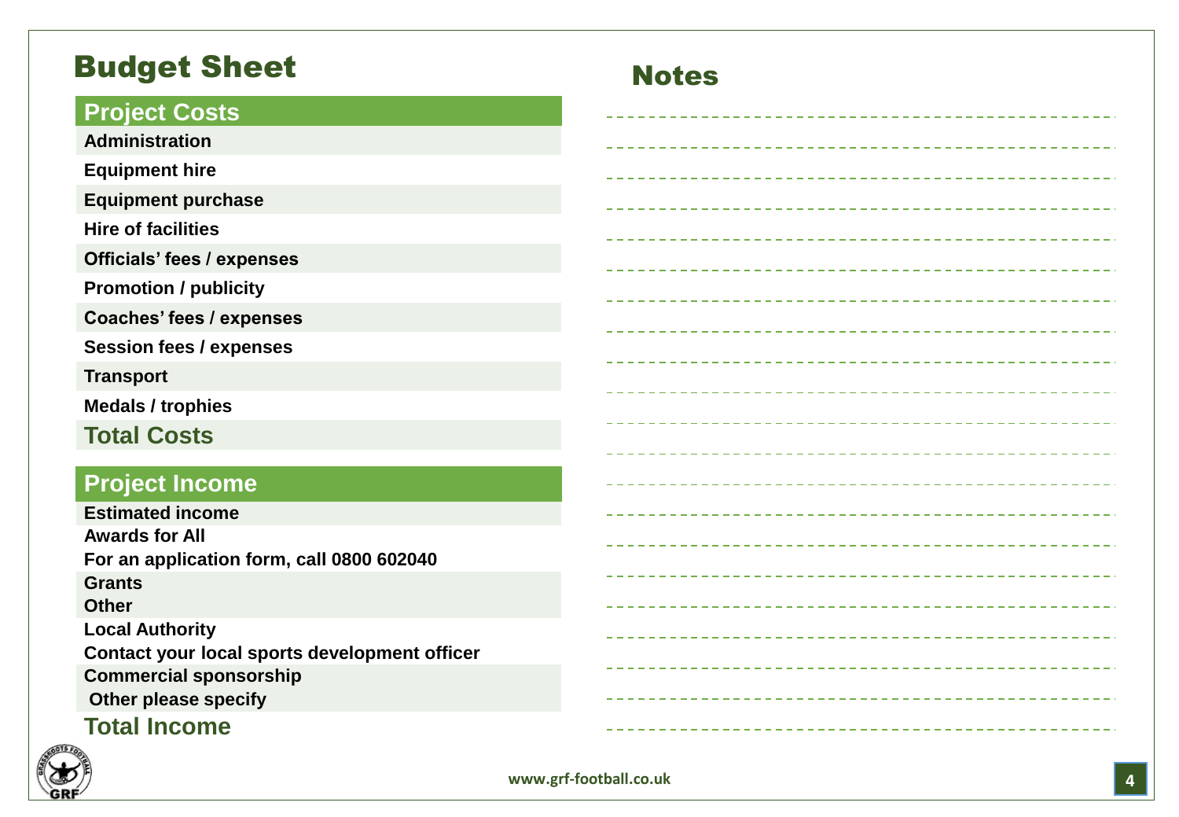# Budget Sheet

| Project Costs |
|---|
| Administration |
| Equipment hire |
| Equipment purchase |
| Hire of facilities |
| Officials' fees / expenses |
| Promotion / publicity |
| Coaches' fees / expenses |
| Session fees / expenses |
| Transport |
| Medals / trophies |
| **Total Costs** |

| Project Income |
|---|
| Estimated income |
| Awards for All<br>For an application form, call 0800 602040 |
| Grants<br>Other |
| Local Authority<br>Contact your local sports development officer |
| Commercial sponsorship<br>Other please specify |
| **Total Income** |

## Notes

www.grf-football.co.uk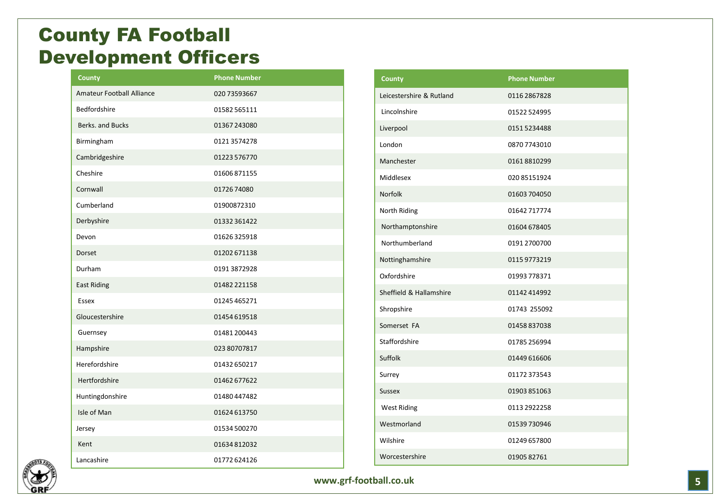# County FA Football Development Officers

| County | Phone Number |
|---|---|
| Amateur Football Alliance | 020 73593667 |
| Bedfordshire | 01582 565111 |
| Berks. and Bucks | 01367 243080 |
| Birmingham | 0121 3574278 |
| Cambridgeshire | 01223 576770 |
| Cheshire | 01606 871155 |
| Cornwall | 01726 74080 |
| Cumberland | 01900872310 |
| Derbyshire | 01332 361422 |
| Devon | 01626 325918 |
| Dorset | 01202 671138 |
| Durham | 0191 3872928 |
| East Riding | 01482 221158 |
| Essex | 01245 465271 |
| Gloucestershire | 01454 619518 |
| Guernsey | 01481 200443 |
| Hampshire | 023 80707817 |
| Herefordshire | 01432 650217 |
| Hertfordshire | 01462 677622 |
| Huntingdonshire | 01480 447482 |
| Isle of Man | 01624 613750 |
| Jersey | 01534 500270 |
| Kent | 01634 812032 |
| Lancashire | 01772 624126 |

| County | Phone Number |
|---|---|
| Leicestershire & Rutland | 0116 2867828 |
| Lincolnshire | 01522 524995 |
| Liverpool | 0151 5234488 |
| London | 0870 7743010 |
| Manchester | 0161 8810299 |
| Middlesex | 020 85151924 |
| Norfolk | 01603 704050 |
| North Riding | 01642 717774 |
| Northamptonshire | 01604 678405 |
| Northumberland | 0191 2700700 |
| Nottinghamshire | 0115 9773219 |
| Oxfordshire | 01993 778371 |
| Sheffield & Hallamshire | 01142 414992 |
| Shropshire | 01743 255092 |
| Somerset FA | 01458 837038 |
| Staffordshire | 01785 256994 |
| Suffolk | 01449 616606 |
| Surrey | 01172 373543 |
| Sussex | 01903 851063 |
| West Riding | 0113 2922258 |
| Westmorland | 01539 730946 |
| Wilshire | 01249 657800 |
| Worcestershire | 01905 82761 |

www.grf-football.co.uk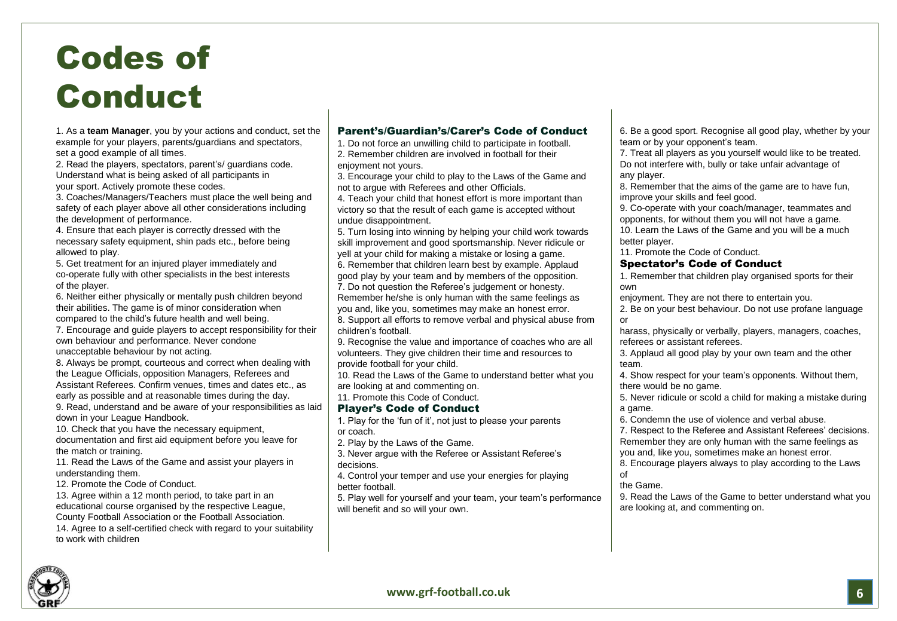# Codes of Conduct

1. As a **team Manager**, you by your actions and conduct, set the example for your players, parents/guardians and spectators, set a good example of all times.
2. Read the players, spectators, parent's/ guardians code. Understand what is being asked of all participants in your sport. Actively promote these codes.
3. Coaches/Managers/Teachers must place the well being and safety of each player above all other considerations including the development of performance.
4. Ensure that each player is correctly dressed with the necessary safety equipment, shin pads etc., before being allowed to play.
5. Get treatment for an injured player immediately and co-operate fully with other specialists in the best interests of the player.
6. Neither either physically or mentally push children beyond their abilities. The game is of minor consideration when compared to the child's future health and well being.
7. Encourage and guide players to accept responsibility for their own behaviour and performance. Never condone unacceptable behaviour by not acting.
8. Always be prompt, courteous and correct when dealing with the League Officials, opposition Managers, Referees and Assistant Referees. Confirm venues, times and dates etc., as early as possible and at reasonable times during the day.
9. Read, understand and be aware of your responsibilities as laid down in your League Handbook.
10. Check that you have the necessary equipment, documentation and first aid equipment before you leave for the match or training.
11. Read the Laws of the Game and assist your players in understanding them.
12. Promote the Code of Conduct.
13. Agree within a 12 month period, to take part in an educational course organised by the respective League, County Football Association or the Football Association.
14. Agree to a self-certified check with regard to your suitability to work with children

### Parent's/Guardian's/Carer's Code of Conduct

1. Do not force an unwilling child to participate in football.
2. Remember children are involved in football for their enjoyment not yours.
3. Encourage your child to play to the Laws of the Game and not to argue with Referees and other Officials.
4. Teach your child that honest effort is more important than victory so that the result of each game is accepted without undue disappointment.
5. Turn losing into winning by helping your child work towards skill improvement and good sportsmanship. Never ridicule or yell at your child for making a mistake or losing a game.
6. Remember that children learn best by example. Applaud good play by your team and by members of the opposition.
7. Do not question the Referee's judgement or honesty. Remember he/she is only human with the same feelings as you and, like you, sometimes may make an honest error.
8. Support all efforts to remove verbal and physical abuse from children's football.
9. Recognise the value and importance of coaches who are all volunteers. They give children their time and resources to provide football for your child.
10. Read the Laws of the Game to understand better what you are looking at and commenting on.
11. Promote this Code of Conduct.

### Player's Code of Conduct

1. Play for the 'fun of it', not just to please your parents or coach.
2. Play by the Laws of the Game.
3. Never argue with the Referee or Assistant Referee's decisions.
4. Control your temper and use your energies for playing better football.
5. Play well for yourself and your team, your team's performance will benefit and so will your own.
6. Be a good sport. Recognise all good play, whether by your team or by your opponent's team.
7. Treat all players as you yourself would like to be treated. Do not interfere with, bully or take unfair advantage of any player.
8. Remember that the aims of the game are to have fun, improve your skills and feel good.
9. Co-operate with your coach/manager, teammates and opponents, for without them you will not have a game.
10. Learn the Laws of the Game and you will be a much better player.
11. Promote the Code of Conduct.

### Spectator's Code of Conduct

1. Remember that children play organised sports for their own enjoyment. They are not there to entertain you.
2. Be on your best behaviour. Do not use profane language or harass, physically or verbally, players, managers, coaches, referees or assistant referees.
3. Applaud all good play by your own team and the other team.
4. Show respect for your team's opponents. Without them, there would be no game.
5. Never ridicule or scold a child for making a mistake during a game.
6. Condemn the use of violence and verbal abuse.
7. Respect to the Referee and Assistant Referees' decisions. Remember they are only human with the same feelings as you and, like you, sometimes make an honest error.
8. Encourage players always to play according to the Laws of the Game.
9. Read the Laws of the Game to better understand what you are looking at, and commenting on.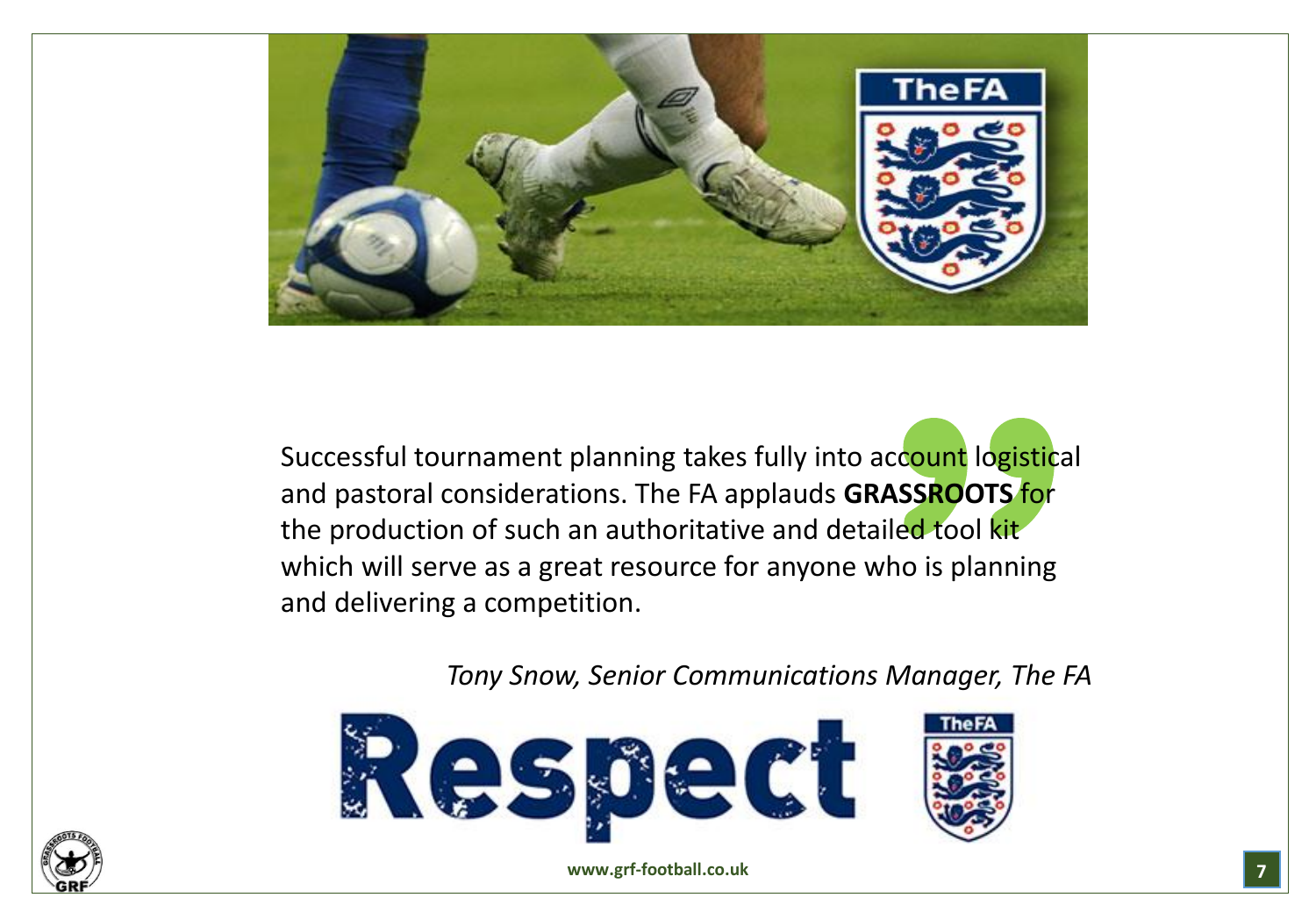Successful tournament planning takes fully into account logistical and pastoral considerations. The FA applauds **GRASSROOTS** for the production of such an authoritative and detailed tool kit which will serve as a great resource for anyone who is planning and delivering a competition.

*Tony Snow, Senior Communications Manager, The FA*

www.grf-football.co.uk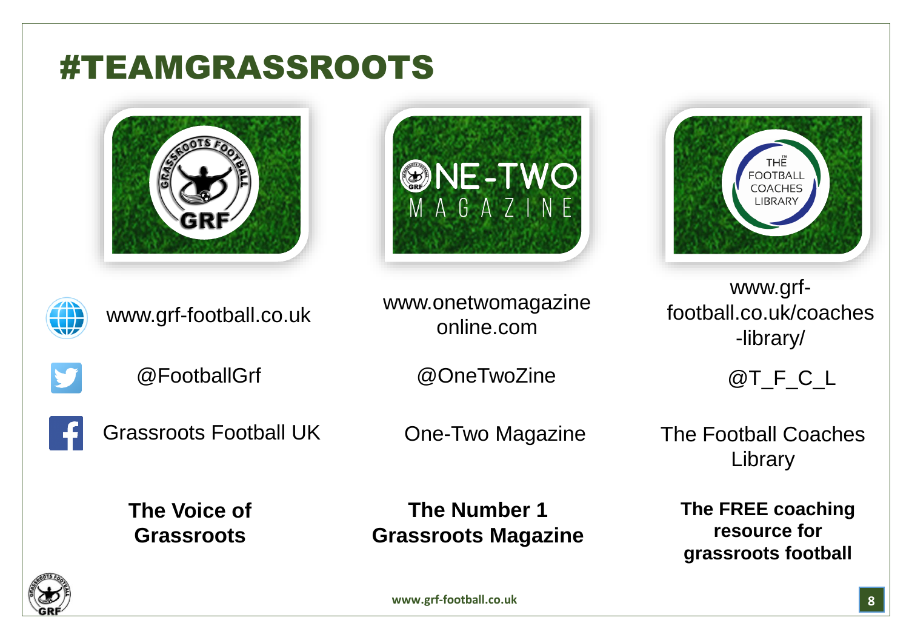# #TEAMGRASSROOTS

| GRF | One-Two Magazine | The Football Coaches Library |
| --- | --- | --- |
| www.grf-football.co.uk | www.onetwomagazineonline.com | www.grf-football.co.uk/coaches-library/ |
| @FootballGrf | @OneTwoZine | @T_F_C_L |
| Grassroots Football UK | One-Two Magazine | The Football Coaches Library |
| **The Voice of Grassroots** | **The Number 1 Grassroots Magazine** | **The FREE coaching resource for grassroots football** |

**www.grf-football.co.uk**